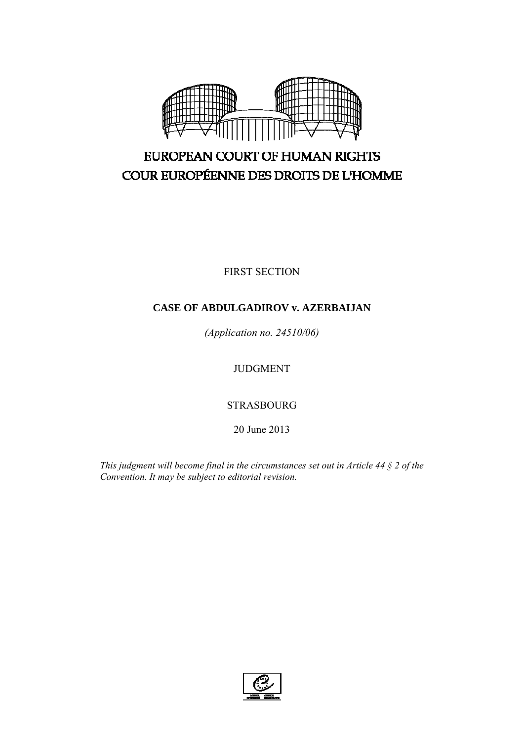EUROPEAN COURT OF HUMAN RIGHTS

COUR EUROPÉENNE DES DROITS DE L'HOMME

FIRST SECTION

**CASE OF ABDULGADIROV v. AZERBAIJAN**

*(Application no. 24510/06)*

JUDGMENT

STRASBOURG

20 June 2013

*This judgment will become final in the circumstances set out in Article 44 § 2 of the Convention. It may be subject to editorial revision.*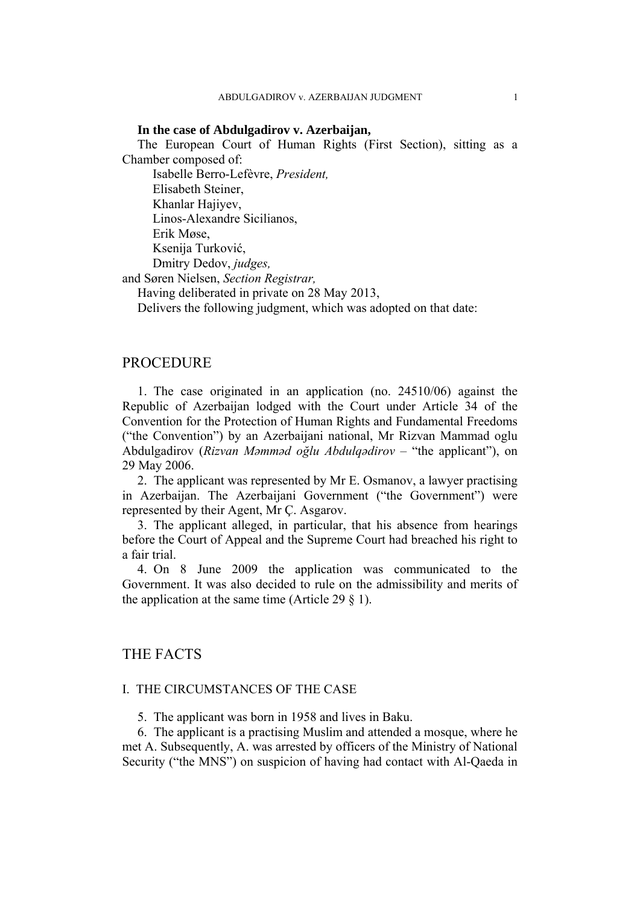**In the case of Abdulgadirov v. Azerbaijan,**

The European Court of Human Rights (First Section), sitting as a Chamber composed of:

Isabelle Berro-Lefèvre, *President,*
Elisabeth Steiner,
Khanlar Hajiyev,
Linos-Alexandre Sicilianos,
Erik Møse,
Ksenija Turković,
Dmitry Dedov, *judges,*
and Søren Nielsen, *Section Registrar,*

Having deliberated in private on 28 May 2013,

Delivers the following judgment, which was adopted on that date:

# PROCEDURE

1. The case originated in an application (no. 24510/06) against the Republic of Azerbaijan lodged with the Court under Article 34 of the Convention for the Protection of Human Rights and Fundamental Freedoms ("the Convention") by an Azerbaijani national, Mr Rizvan Mammad oglu Abdulgadirov (*Rizvan Məmməd oğlu Abdulqədirov* – "the applicant"), on 29 May 2006.

2. The applicant was represented by Mr E. Osmanov, a lawyer practising in Azerbaijan. The Azerbaijani Government ("the Government") were represented by their Agent, Mr Ç. Asgarov.

3. The applicant alleged, in particular, that his absence from hearings before the Court of Appeal and the Supreme Court had breached his right to a fair trial.

4. On 8 June 2009 the application was communicated to the Government. It was also decided to rule on the admissibility and merits of the application at the same time (Article 29 § 1).

# THE FACTS

## I. THE CIRCUMSTANCES OF THE CASE

5. The applicant was born in 1958 and lives in Baku.

6. The applicant is a practising Muslim and attended a mosque, where he met A. Subsequently, A. was arrested by officers of the Ministry of National Security ("the MNS") on suspicion of having had contact with Al-Qaeda in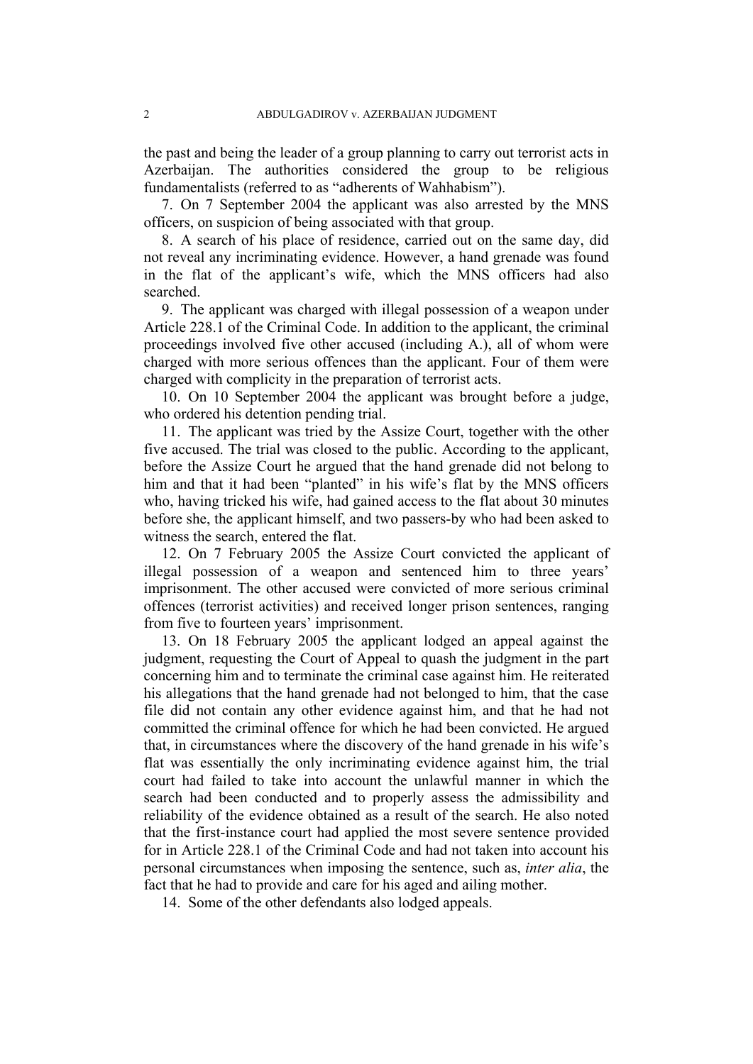the past and being the leader of a group planning to carry out terrorist acts in Azerbaijan. The authorities considered the group to be religious fundamentalists (referred to as "adherents of Wahhabism").

7. On 7 September 2004 the applicant was also arrested by the MNS officers, on suspicion of being associated with that group.

8. A search of his place of residence, carried out on the same day, did not reveal any incriminating evidence. However, a hand grenade was found in the flat of the applicant's wife, which the MNS officers had also searched.

9. The applicant was charged with illegal possession of a weapon under Article 228.1 of the Criminal Code. In addition to the applicant, the criminal proceedings involved five other accused (including A.), all of whom were charged with more serious offences than the applicant. Four of them were charged with complicity in the preparation of terrorist acts.

10. On 10 September 2004 the applicant was brought before a judge, who ordered his detention pending trial.

11. The applicant was tried by the Assize Court, together with the other five accused. The trial was closed to the public. According to the applicant, before the Assize Court he argued that the hand grenade did not belong to him and that it had been "planted" in his wife's flat by the MNS officers who, having tricked his wife, had gained access to the flat about 30 minutes before she, the applicant himself, and two passers-by who had been asked to witness the search, entered the flat.

12. On 7 February 2005 the Assize Court convicted the applicant of illegal possession of a weapon and sentenced him to three years' imprisonment. The other accused were convicted of more serious criminal offences (terrorist activities) and received longer prison sentences, ranging from five to fourteen years' imprisonment.

13. On 18 February 2005 the applicant lodged an appeal against the judgment, requesting the Court of Appeal to quash the judgment in the part concerning him and to terminate the criminal case against him. He reiterated his allegations that the hand grenade had not belonged to him, that the case file did not contain any other evidence against him, and that he had not committed the criminal offence for which he had been convicted. He argued that, in circumstances where the discovery of the hand grenade in his wife's flat was essentially the only incriminating evidence against him, the trial court had failed to take into account the unlawful manner in which the search had been conducted and to properly assess the admissibility and reliability of the evidence obtained as a result of the search. He also noted that the first-instance court had applied the most severe sentence provided for in Article 228.1 of the Criminal Code and had not taken into account his personal circumstances when imposing the sentence, such as, *inter alia*, the fact that he had to provide and care for his aged and ailing mother.

14. Some of the other defendants also lodged appeals.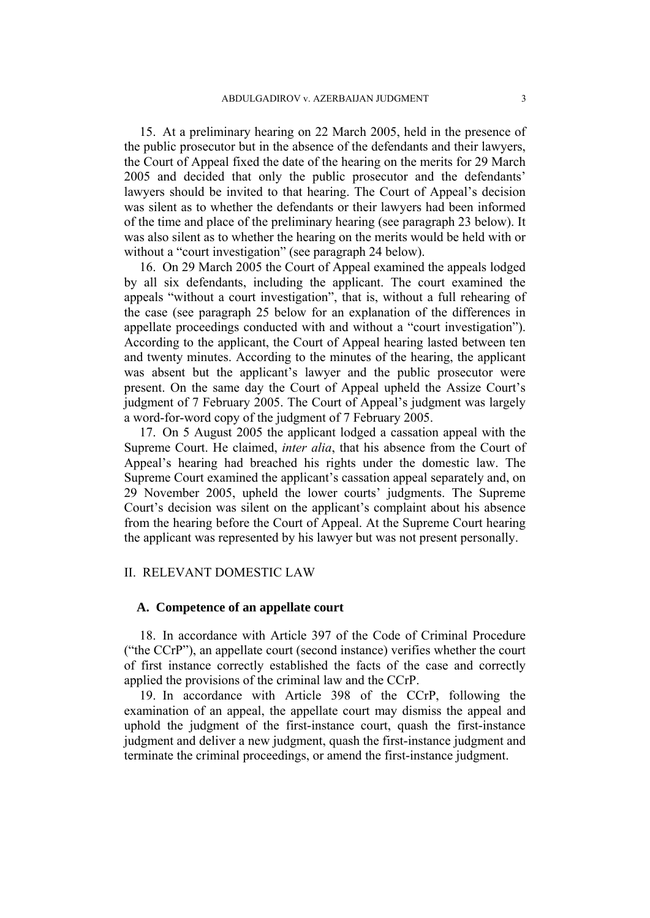15. At a preliminary hearing on 22 March 2005, held in the presence of the public prosecutor but in the absence of the defendants and their lawyers, the Court of Appeal fixed the date of the hearing on the merits for 29 March 2005 and decided that only the public prosecutor and the defendants' lawyers should be invited to that hearing. The Court of Appeal's decision was silent as to whether the defendants or their lawyers had been informed of the time and place of the preliminary hearing (see paragraph 23 below). It was also silent as to whether the hearing on the merits would be held with or without a "court investigation" (see paragraph 24 below).

16. On 29 March 2005 the Court of Appeal examined the appeals lodged by all six defendants, including the applicant. The court examined the appeals "without a court investigation", that is, without a full rehearing of the case (see paragraph 25 below for an explanation of the differences in appellate proceedings conducted with and without a "court investigation"). According to the applicant, the Court of Appeal hearing lasted between ten and twenty minutes. According to the minutes of the hearing, the applicant was absent but the applicant's lawyer and the public prosecutor were present. On the same day the Court of Appeal upheld the Assize Court's judgment of 7 February 2005. The Court of Appeal's judgment was largely a word-for-word copy of the judgment of 7 February 2005.

17. On 5 August 2005 the applicant lodged a cassation appeal with the Supreme Court. He claimed, *inter alia*, that his absence from the Court of Appeal's hearing had breached his rights under the domestic law. The Supreme Court examined the applicant's cassation appeal separately and, on 29 November 2005, upheld the lower courts' judgments. The Supreme Court's decision was silent on the applicant's complaint about his absence from the hearing before the Court of Appeal. At the Supreme Court hearing the applicant was represented by his lawyer but was not present personally.

## II. RELEVANT DOMESTIC LAW

### A. Competence of an appellate court

18. In accordance with Article 397 of the Code of Criminal Procedure ("the CCrP"), an appellate court (second instance) verifies whether the court of first instance correctly established the facts of the case and correctly applied the provisions of the criminal law and the CCrP.

19. In accordance with Article 398 of the CCrP, following the examination of an appeal, the appellate court may dismiss the appeal and uphold the judgment of the first-instance court, quash the first-instance judgment and deliver a new judgment, quash the first-instance judgment and terminate the criminal proceedings, or amend the first-instance judgment.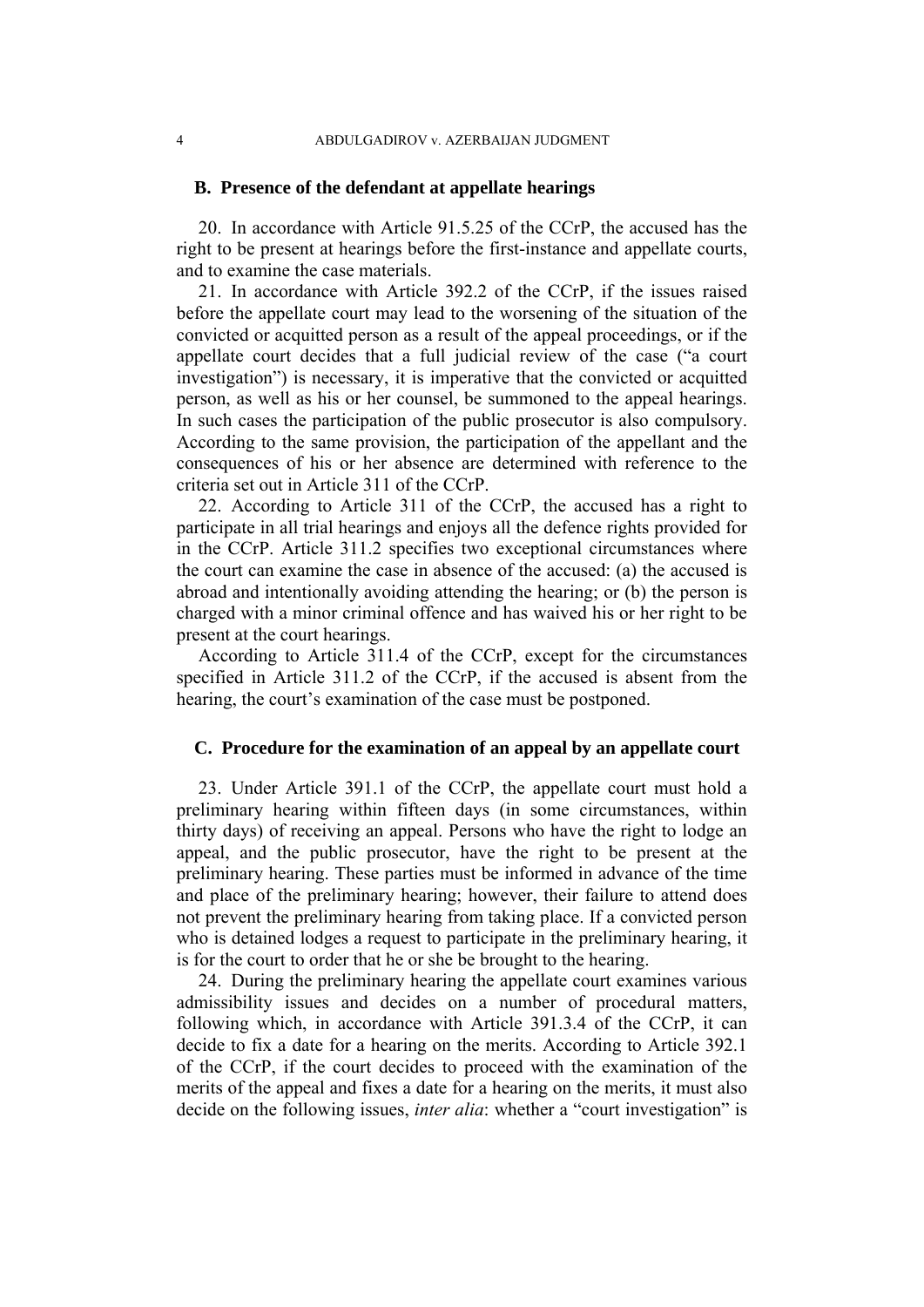### B. Presence of the defendant at appellate hearings

20. In accordance with Article 91.5.25 of the CCrP, the accused has the right to be present at hearings before the first-instance and appellate courts, and to examine the case materials.

21. In accordance with Article 392.2 of the CCrP, if the issues raised before the appellate court may lead to the worsening of the situation of the convicted or acquitted person as a result of the appeal proceedings, or if the appellate court decides that a full judicial review of the case ("a court investigation") is necessary, it is imperative that the convicted or acquitted person, as well as his or her counsel, be summoned to the appeal hearings. In such cases the participation of the public prosecutor is also compulsory. According to the same provision, the participation of the appellant and the consequences of his or her absence are determined with reference to the criteria set out in Article 311 of the CCrP.

22. According to Article 311 of the CCrP, the accused has a right to participate in all trial hearings and enjoys all the defence rights provided for in the CCrP. Article 311.2 specifies two exceptional circumstances where the court can examine the case in absence of the accused: (a) the accused is abroad and intentionally avoiding attending the hearing; or (b) the person is charged with a minor criminal offence and has waived his or her right to be present at the court hearings.

According to Article 311.4 of the CCrP, except for the circumstances specified in Article 311.2 of the CCrP, if the accused is absent from the hearing, the court's examination of the case must be postponed.

### C. Procedure for the examination of an appeal by an appellate court

23. Under Article 391.1 of the CCrP, the appellate court must hold a preliminary hearing within fifteen days (in some circumstances, within thirty days) of receiving an appeal. Persons who have the right to lodge an appeal, and the public prosecutor, have the right to be present at the preliminary hearing. These parties must be informed in advance of the time and place of the preliminary hearing; however, their failure to attend does not prevent the preliminary hearing from taking place. If a convicted person who is detained lodges a request to participate in the preliminary hearing, it is for the court to order that he or she be brought to the hearing.

24. During the preliminary hearing the appellate court examines various admissibility issues and decides on a number of procedural matters, following which, in accordance with Article 391.3.4 of the CCrP, it can decide to fix a date for a hearing on the merits. According to Article 392.1 of the CCrP, if the court decides to proceed with the examination of the merits of the appeal and fixes a date for a hearing on the merits, it must also decide on the following issues, *inter alia*: whether a "court investigation" is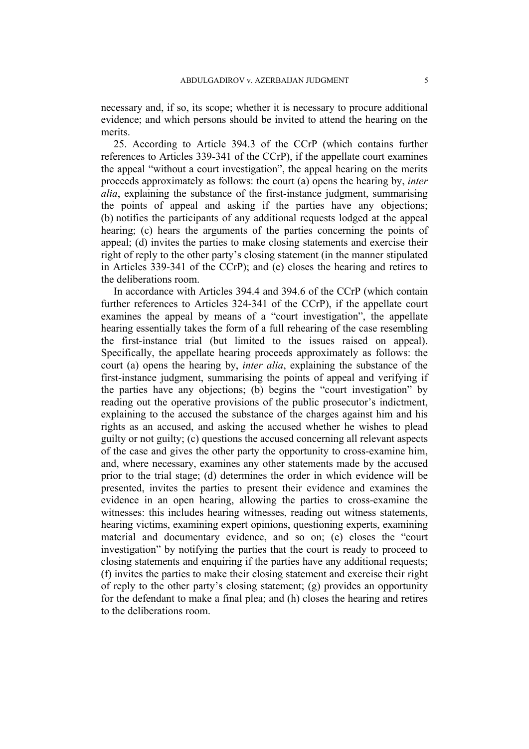necessary and, if so, its scope; whether it is necessary to procure additional evidence; and which persons should be invited to attend the hearing on the merits.

25. According to Article 394.3 of the CCrP (which contains further references to Articles 339-341 of the CCrP), if the appellate court examines the appeal "without a court investigation", the appeal hearing on the merits proceeds approximately as follows: the court (a) opens the hearing by, *inter alia*, explaining the substance of the first-instance judgment, summarising the points of appeal and asking if the parties have any objections; (b) notifies the participants of any additional requests lodged at the appeal hearing; (c) hears the arguments of the parties concerning the points of appeal; (d) invites the parties to make closing statements and exercise their right of reply to the other party's closing statement (in the manner stipulated in Articles 339-341 of the CCrP); and (e) closes the hearing and retires to the deliberations room.

In accordance with Articles 394.4 and 394.6 of the CCrP (which contain further references to Articles 324-341 of the CCrP), if the appellate court examines the appeal by means of a "court investigation", the appellate hearing essentially takes the form of a full rehearing of the case resembling the first-instance trial (but limited to the issues raised on appeal). Specifically, the appellate hearing proceeds approximately as follows: the court (a) opens the hearing by, *inter alia*, explaining the substance of the first-instance judgment, summarising the points of appeal and verifying if the parties have any objections; (b) begins the "court investigation" by reading out the operative provisions of the public prosecutor's indictment, explaining to the accused the substance of the charges against him and his rights as an accused, and asking the accused whether he wishes to plead guilty or not guilty; (c) questions the accused concerning all relevant aspects of the case and gives the other party the opportunity to cross-examine him, and, where necessary, examines any other statements made by the accused prior to the trial stage; (d) determines the order in which evidence will be presented, invites the parties to present their evidence and examines the evidence in an open hearing, allowing the parties to cross-examine the witnesses: this includes hearing witnesses, reading out witness statements, hearing victims, examining expert opinions, questioning experts, examining material and documentary evidence, and so on; (e) closes the "court investigation" by notifying the parties that the court is ready to proceed to closing statements and enquiring if the parties have any additional requests; (f) invites the parties to make their closing statement and exercise their right of reply to the other party's closing statement; (g) provides an opportunity for the defendant to make a final plea; and (h) closes the hearing and retires to the deliberations room.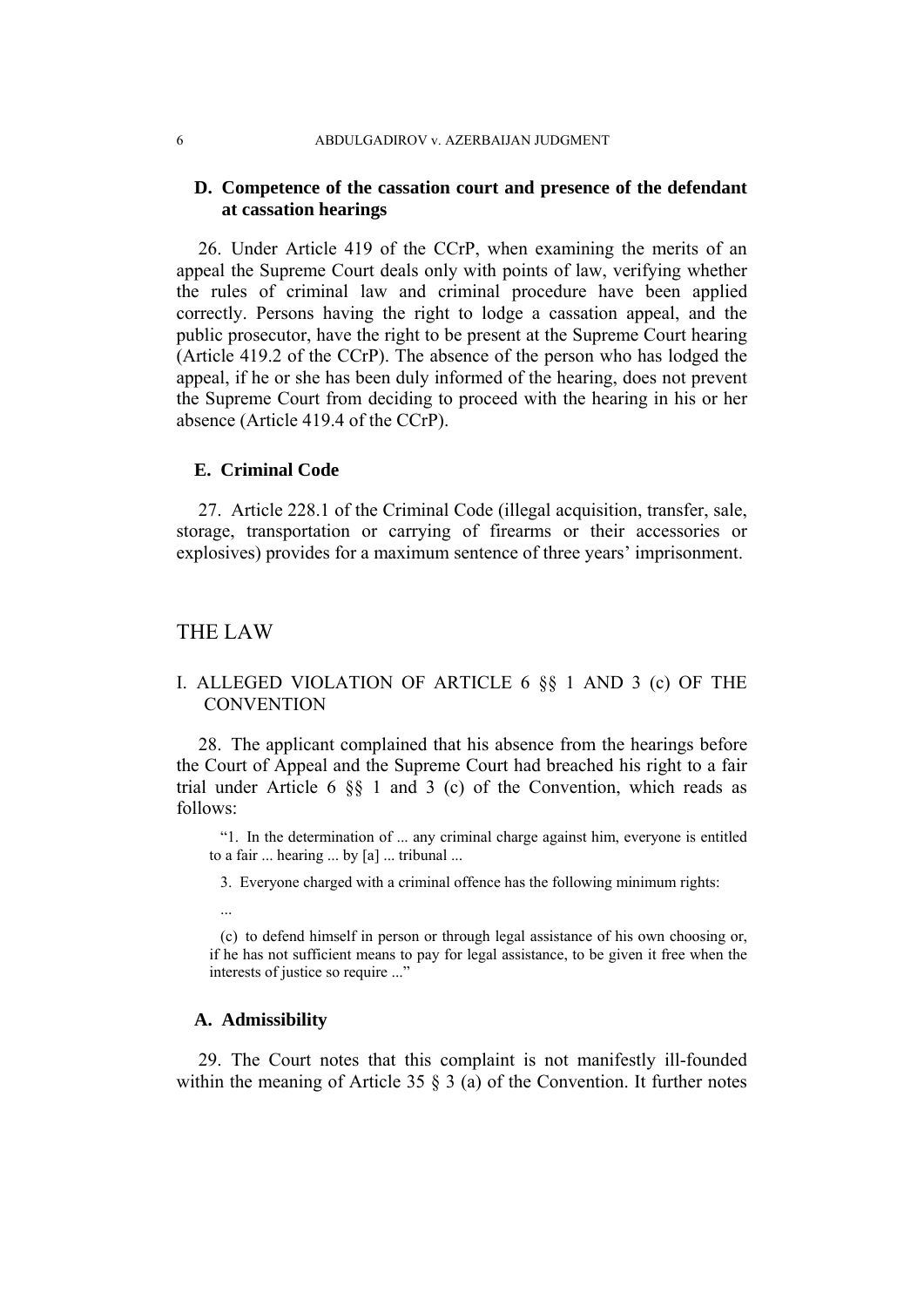### D. Competence of the cassation court and presence of the defendant at cassation hearings

26. Under Article 419 of the CCrP, when examining the merits of an appeal the Supreme Court deals only with points of law, verifying whether the rules of criminal law and criminal procedure have been applied correctly. Persons having the right to lodge a cassation appeal, and the public prosecutor, have the right to be present at the Supreme Court hearing (Article 419.2 of the CCrP). The absence of the person who has lodged the appeal, if he or she has been duly informed of the hearing, does not prevent the Supreme Court from deciding to proceed with the hearing in his or her absence (Article 419.4 of the CCrP).

### E. Criminal Code

27. Article 228.1 of the Criminal Code (illegal acquisition, transfer, sale, storage, transportation or carrying of firearms or their accessories or explosives) provides for a maximum sentence of three years' imprisonment.

# THE LAW

## I. ALLEGED VIOLATION OF ARTICLE 6 §§ 1 AND 3 (c) OF THE CONVENTION

28. The applicant complained that his absence from the hearings before the Court of Appeal and the Supreme Court had breached his right to a fair trial under Article 6 §§ 1 and 3 (c) of the Convention, which reads as follows:

> "1. In the determination of ... any criminal charge against him, everyone is entitled to a fair ... hearing ... by [a] ... tribunal ...
>
> 3. Everyone charged with a criminal offence has the following minimum rights:
>
> ...
>
> (c) to defend himself in person or through legal assistance of his own choosing or, if he has not sufficient means to pay for legal assistance, to be given it free when the interests of justice so require ..."

### A. Admissibility

29. The Court notes that this complaint is not manifestly ill-founded within the meaning of Article 35 § 3 (a) of the Convention. It further notes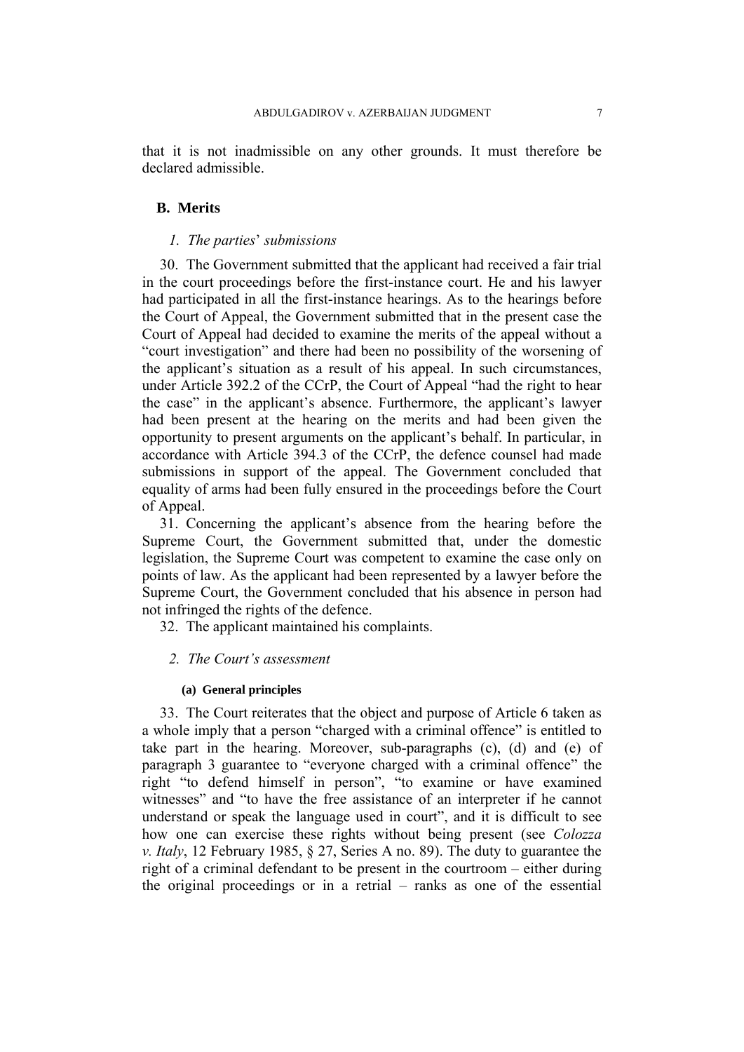that it is not inadmissible on any other grounds. It must therefore be declared admissible.

## B. Merits

### *1. The parties' submissions*

30. The Government submitted that the applicant had received a fair trial in the court proceedings before the first-instance court. He and his lawyer had participated in all the first-instance hearings. As to the hearings before the Court of Appeal, the Government submitted that in the present case the Court of Appeal had decided to examine the merits of the appeal without a "court investigation" and there had been no possibility of the worsening of the applicant's situation as a result of his appeal. In such circumstances, under Article 392.2 of the CCrP, the Court of Appeal "had the right to hear the case" in the applicant's absence. Furthermore, the applicant's lawyer had been present at the hearing on the merits and had been given the opportunity to present arguments on the applicant's behalf. In particular, in accordance with Article 394.3 of the CCrP, the defence counsel had made submissions in support of the appeal. The Government concluded that equality of arms had been fully ensured in the proceedings before the Court of Appeal.

31. Concerning the applicant's absence from the hearing before the Supreme Court, the Government submitted that, under the domestic legislation, the Supreme Court was competent to examine the case only on points of law. As the applicant had been represented by a lawyer before the Supreme Court, the Government concluded that his absence in person had not infringed the rights of the defence.

32. The applicant maintained his complaints.

### *2. The Court's assessment*

#### (a) General principles

33. The Court reiterates that the object and purpose of Article 6 taken as a whole imply that a person "charged with a criminal offence" is entitled to take part in the hearing. Moreover, sub-paragraphs (c), (d) and (e) of paragraph 3 guarantee to "everyone charged with a criminal offence" the right "to defend himself in person", "to examine or have examined witnesses" and "to have the free assistance of an interpreter if he cannot understand or speak the language used in court", and it is difficult to see how one can exercise these rights without being present (see *Colozza v. Italy*, 12 February 1985, § 27, Series A no. 89). The duty to guarantee the right of a criminal defendant to be present in the courtroom – either during the original proceedings or in a retrial – ranks as one of the essential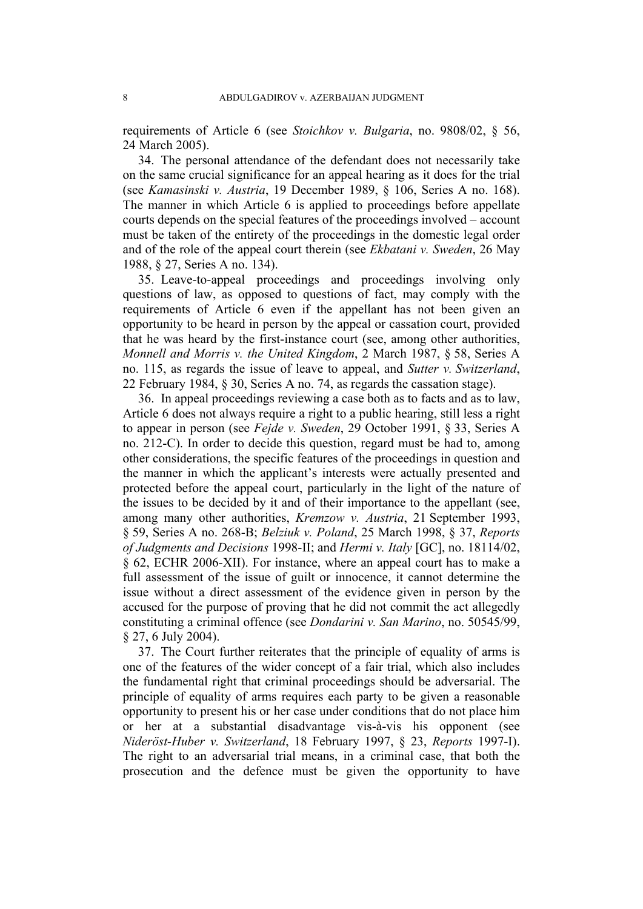requirements of Article 6 (see *Stoichkov v. Bulgaria*, no. 9808/02, § 56, 24 March 2005).

34. The personal attendance of the defendant does not necessarily take on the same crucial significance for an appeal hearing as it does for the trial (see *Kamasinski v. Austria*, 19 December 1989, § 106, Series A no. 168). The manner in which Article 6 is applied to proceedings before appellate courts depends on the special features of the proceedings involved – account must be taken of the entirety of the proceedings in the domestic legal order and of the role of the appeal court therein (see *Ekbatani v. Sweden*, 26 May 1988, § 27, Series A no. 134).

35. Leave-to-appeal proceedings and proceedings involving only questions of law, as opposed to questions of fact, may comply with the requirements of Article 6 even if the appellant has not been given an opportunity to be heard in person by the appeal or cassation court, provided that he was heard by the first-instance court (see, among other authorities, *Monnell and Morris v. the United Kingdom*, 2 March 1987, § 58, Series A no. 115, as regards the issue of leave to appeal, and *Sutter v. Switzerland*, 22 February 1984, § 30, Series A no. 74, as regards the cassation stage).

36. In appeal proceedings reviewing a case both as to facts and as to law, Article 6 does not always require a right to a public hearing, still less a right to appear in person (see *Fejde v. Sweden*, 29 October 1991, § 33, Series A no. 212-C). In order to decide this question, regard must be had to, among other considerations, the specific features of the proceedings in question and the manner in which the applicant's interests were actually presented and protected before the appeal court, particularly in the light of the nature of the issues to be decided by it and of their importance to the appellant (see, among many other authorities, *Kremzow v. Austria*, 21 September 1993, § 59, Series A no. 268-B; *Belziuk v. Poland*, 25 March 1998, § 37, *Reports of Judgments and Decisions* 1998-II; and *Hermi v. Italy* [GC], no. 18114/02, § 62, ECHR 2006-XII). For instance, where an appeal court has to make a full assessment of the issue of guilt or innocence, it cannot determine the issue without a direct assessment of the evidence given in person by the accused for the purpose of proving that he did not commit the act allegedly constituting a criminal offence (see *Dondarini v. San Marino*, no. 50545/99, § 27, 6 July 2004).

37. The Court further reiterates that the principle of equality of arms is one of the features of the wider concept of a fair trial, which also includes the fundamental right that criminal proceedings should be adversarial. The principle of equality of arms requires each party to be given a reasonable opportunity to present his or her case under conditions that do not place him or her at a substantial disadvantage vis-à-vis his opponent (see *Nideröst-Huber v. Switzerland*, 18 February 1997, § 23, *Reports* 1997-I). The right to an adversarial trial means, in a criminal case, that both the prosecution and the defence must be given the opportunity to have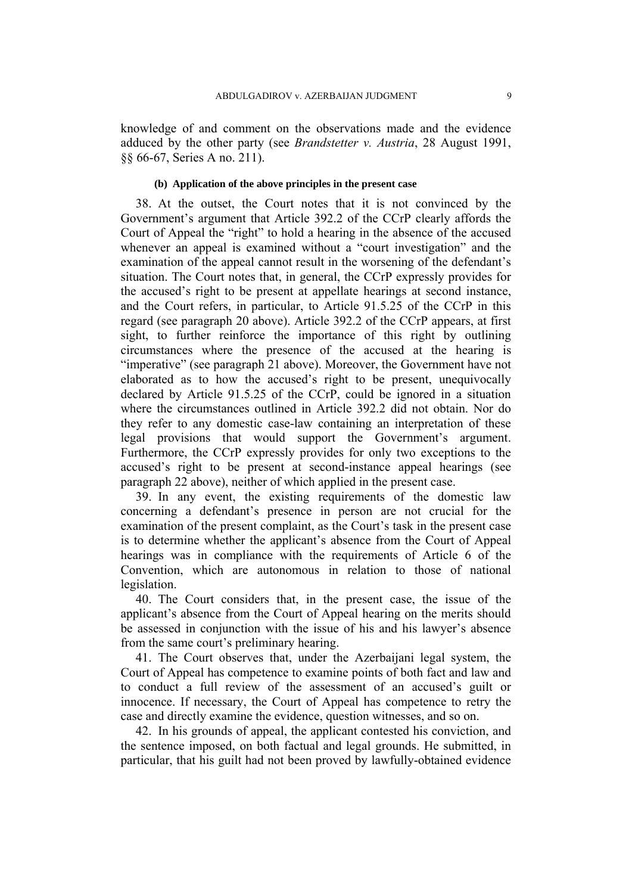knowledge of and comment on the observations made and the evidence adduced by the other party (see *Brandstetter v. Austria*, 28 August 1991, §§ 66-67, Series A no. 211).

#### (b) Application of the above principles in the present case

38. At the outset, the Court notes that it is not convinced by the Government's argument that Article 392.2 of the CCrP clearly affords the Court of Appeal the "right" to hold a hearing in the absence of the accused whenever an appeal is examined without a "court investigation" and the examination of the appeal cannot result in the worsening of the defendant's situation. The Court notes that, in general, the CCrP expressly provides for the accused's right to be present at appellate hearings at second instance, and the Court refers, in particular, to Article 91.5.25 of the CCrP in this regard (see paragraph 20 above). Article 392.2 of the CCrP appears, at first sight, to further reinforce the importance of this right by outlining circumstances where the presence of the accused at the hearing is "imperative" (see paragraph 21 above). Moreover, the Government have not elaborated as to how the accused's right to be present, unequivocally declared by Article 91.5.25 of the CCrP, could be ignored in a situation where the circumstances outlined in Article 392.2 did not obtain. Nor do they refer to any domestic case-law containing an interpretation of these legal provisions that would support the Government's argument. Furthermore, the CCrP expressly provides for only two exceptions to the accused's right to be present at second-instance appeal hearings (see paragraph 22 above), neither of which applied in the present case.

39. In any event, the existing requirements of the domestic law concerning a defendant's presence in person are not crucial for the examination of the present complaint, as the Court's task in the present case is to determine whether the applicant's absence from the Court of Appeal hearings was in compliance with the requirements of Article 6 of the Convention, which are autonomous in relation to those of national legislation.

40. The Court considers that, in the present case, the issue of the applicant's absence from the Court of Appeal hearing on the merits should be assessed in conjunction with the issue of his and his lawyer's absence from the same court's preliminary hearing.

41. The Court observes that, under the Azerbaijani legal system, the Court of Appeal has competence to examine points of both fact and law and to conduct a full review of the assessment of an accused's guilt or innocence. If necessary, the Court of Appeal has competence to retry the case and directly examine the evidence, question witnesses, and so on.

42. In his grounds of appeal, the applicant contested his conviction, and the sentence imposed, on both factual and legal grounds. He submitted, in particular, that his guilt had not been proved by lawfully-obtained evidence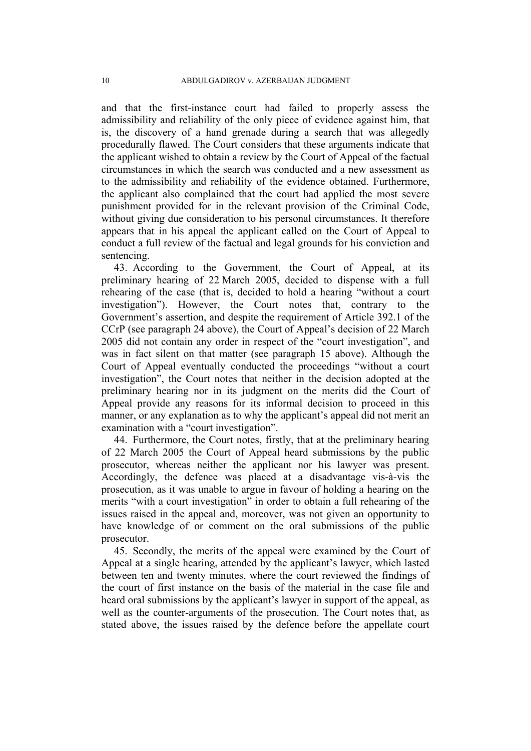and that the first-instance court had failed to properly assess the admissibility and reliability of the only piece of evidence against him, that is, the discovery of a hand grenade during a search that was allegedly procedurally flawed. The Court considers that these arguments indicate that the applicant wished to obtain a review by the Court of Appeal of the factual circumstances in which the search was conducted and a new assessment as to the admissibility and reliability of the evidence obtained. Furthermore, the applicant also complained that the court had applied the most severe punishment provided for in the relevant provision of the Criminal Code, without giving due consideration to his personal circumstances. It therefore appears that in his appeal the applicant called on the Court of Appeal to conduct a full review of the factual and legal grounds for his conviction and sentencing.

43. According to the Government, the Court of Appeal, at its preliminary hearing of 22 March 2005, decided to dispense with a full rehearing of the case (that is, decided to hold a hearing "without a court investigation"). However, the Court notes that, contrary to the Government's assertion, and despite the requirement of Article 392.1 of the CCrP (see paragraph 24 above), the Court of Appeal's decision of 22 March 2005 did not contain any order in respect of the "court investigation", and was in fact silent on that matter (see paragraph 15 above). Although the Court of Appeal eventually conducted the proceedings "without a court investigation", the Court notes that neither in the decision adopted at the preliminary hearing nor in its judgment on the merits did the Court of Appeal provide any reasons for its informal decision to proceed in this manner, or any explanation as to why the applicant's appeal did not merit an examination with a "court investigation".

44. Furthermore, the Court notes, firstly, that at the preliminary hearing of 22 March 2005 the Court of Appeal heard submissions by the public prosecutor, whereas neither the applicant nor his lawyer was present. Accordingly, the defence was placed at a disadvantage vis-à-vis the prosecution, as it was unable to argue in favour of holding a hearing on the merits "with a court investigation" in order to obtain a full rehearing of the issues raised in the appeal and, moreover, was not given an opportunity to have knowledge of or comment on the oral submissions of the public prosecutor.

45. Secondly, the merits of the appeal were examined by the Court of Appeal at a single hearing, attended by the applicant's lawyer, which lasted between ten and twenty minutes, where the court reviewed the findings of the court of first instance on the basis of the material in the case file and heard oral submissions by the applicant's lawyer in support of the appeal, as well as the counter-arguments of the prosecution. The Court notes that, as stated above, the issues raised by the defence before the appellate court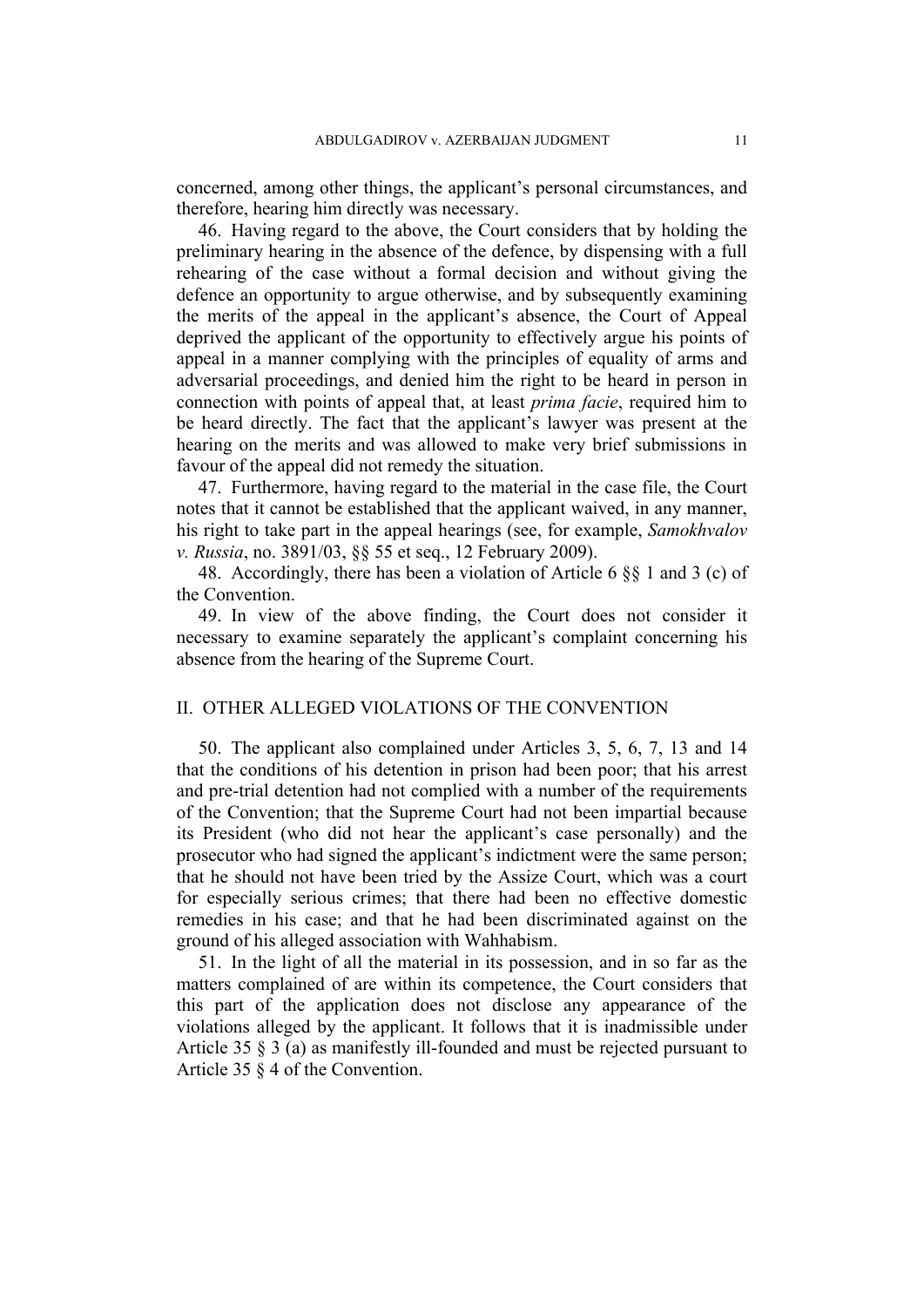concerned, among other things, the applicant's personal circumstances, and therefore, hearing him directly was necessary.

46. Having regard to the above, the Court considers that by holding the preliminary hearing in the absence of the defence, by dispensing with a full rehearing of the case without a formal decision and without giving the defence an opportunity to argue otherwise, and by subsequently examining the merits of the appeal in the applicant's absence, the Court of Appeal deprived the applicant of the opportunity to effectively argue his points of appeal in a manner complying with the principles of equality of arms and adversarial proceedings, and denied him the right to be heard in person in connection with points of appeal that, at least *prima facie*, required him to be heard directly. The fact that the applicant's lawyer was present at the hearing on the merits and was allowed to make very brief submissions in favour of the appeal did not remedy the situation.

47. Furthermore, having regard to the material in the case file, the Court notes that it cannot be established that the applicant waived, in any manner, his right to take part in the appeal hearings (see, for example, *Samokhvalov v. Russia*, no. 3891/03, §§ 55 et seq., 12 February 2009).

48. Accordingly, there has been a violation of Article 6 §§ 1 and 3 (c) of the Convention.

49. In view of the above finding, the Court does not consider it necessary to examine separately the applicant's complaint concerning his absence from the hearing of the Supreme Court.

## II. OTHER ALLEGED VIOLATIONS OF THE CONVENTION

50. The applicant also complained under Articles 3, 5, 6, 7, 13 and 14 that the conditions of his detention in prison had been poor; that his arrest and pre-trial detention had not complied with a number of the requirements of the Convention; that the Supreme Court had not been impartial because its President (who did not hear the applicant's case personally) and the prosecutor who had signed the applicant's indictment were the same person; that he should not have been tried by the Assize Court, which was a court for especially serious crimes; that there had been no effective domestic remedies in his case; and that he had been discriminated against on the ground of his alleged association with Wahhabism.

51. In the light of all the material in its possession, and in so far as the matters complained of are within its competence, the Court considers that this part of the application does not disclose any appearance of the violations alleged by the applicant. It follows that it is inadmissible under Article 35 § 3 (a) as manifestly ill-founded and must be rejected pursuant to Article 35 § 4 of the Convention.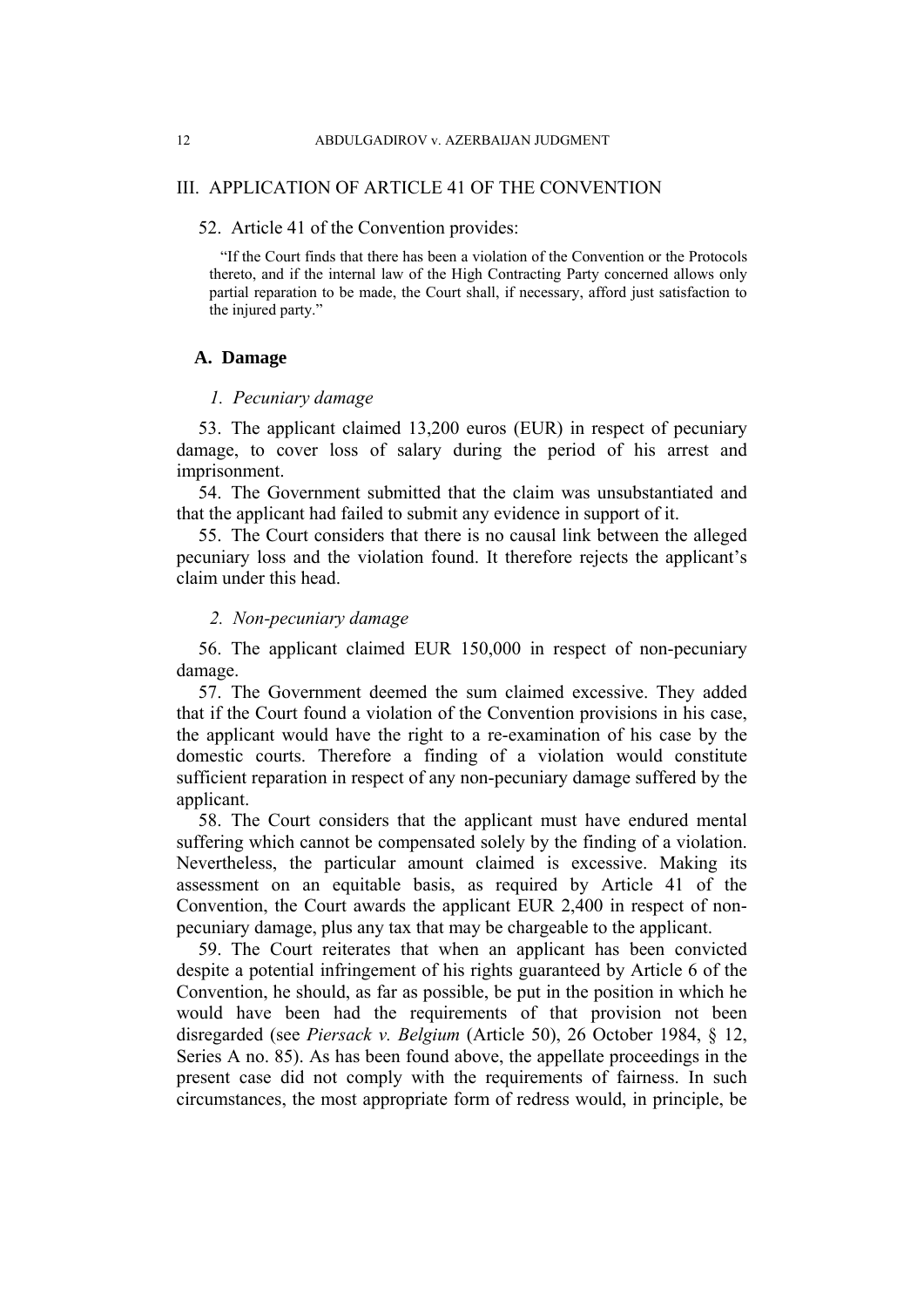## III. APPLICATION OF ARTICLE 41 OF THE CONVENTION

52. Article 41 of the Convention provides:

> "If the Court finds that there has been a violation of the Convention or the Protocols thereto, and if the internal law of the High Contracting Party concerned allows only partial reparation to be made, the Court shall, if necessary, afford just satisfaction to the injured party."

### A. Damage

#### *1. Pecuniary damage*

53. The applicant claimed 13,200 euros (EUR) in respect of pecuniary damage, to cover loss of salary during the period of his arrest and imprisonment.

54. The Government submitted that the claim was unsubstantiated and that the applicant had failed to submit any evidence in support of it.

55. The Court considers that there is no causal link between the alleged pecuniary loss and the violation found. It therefore rejects the applicant's claim under this head.

#### *2. Non-pecuniary damage*

56. The applicant claimed EUR 150,000 in respect of non-pecuniary damage.

57. The Government deemed the sum claimed excessive. They added that if the Court found a violation of the Convention provisions in his case, the applicant would have the right to a re-examination of his case by the domestic courts. Therefore a finding of a violation would constitute sufficient reparation in respect of any non-pecuniary damage suffered by the applicant.

58. The Court considers that the applicant must have endured mental suffering which cannot be compensated solely by the finding of a violation. Nevertheless, the particular amount claimed is excessive. Making its assessment on an equitable basis, as required by Article 41 of the Convention, the Court awards the applicant EUR 2,400 in respect of non-pecuniary damage, plus any tax that may be chargeable to the applicant.

59. The Court reiterates that when an applicant has been convicted despite a potential infringement of his rights guaranteed by Article 6 of the Convention, he should, as far as possible, be put in the position in which he would have been had the requirements of that provision not been disregarded (see *Piersack v. Belgium* (Article 50), 26 October 1984, § 12, Series A no. 85). As has been found above, the appellate proceedings in the present case did not comply with the requirements of fairness. In such circumstances, the most appropriate form of redress would, in principle, be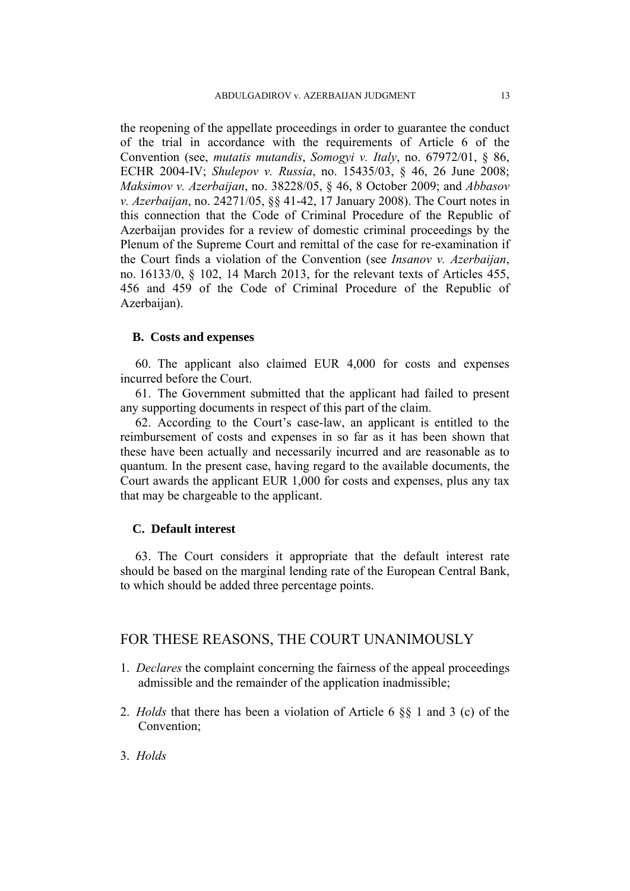the reopening of the appellate proceedings in order to guarantee the conduct of the trial in accordance with the requirements of Article 6 of the Convention (see, *mutatis mutandis*, *Somogyi v. Italy*, no. 67972/01, § 86, ECHR 2004-IV; *Shulepov v. Russia*, no. 15435/03, § 46, 26 June 2008; *Maksimov v. Azerbaijan*, no. 38228/05, § 46, 8 October 2009; and *Abbasov v. Azerbaijan*, no. 24271/05, §§ 41-42, 17 January 2008). The Court notes in this connection that the Code of Criminal Procedure of the Republic of Azerbaijan provides for a review of domestic criminal proceedings by the Plenum of the Supreme Court and remittal of the case for re-examination if the Court finds a violation of the Convention (see *Insanov v. Azerbaijan*, no. 16133/0, § 102, 14 March 2013, for the relevant texts of Articles 455, 456 and 459 of the Code of Criminal Procedure of the Republic of Azerbaijan).

### B. Costs and expenses

60. The applicant also claimed EUR 4,000 for costs and expenses incurred before the Court.

61. The Government submitted that the applicant had failed to present any supporting documents in respect of this part of the claim.

62. According to the Court's case-law, an applicant is entitled to the reimbursement of costs and expenses in so far as it has been shown that these have been actually and necessarily incurred and are reasonable as to quantum. In the present case, having regard to the available documents, the Court awards the applicant EUR 1,000 for costs and expenses, plus any tax that may be chargeable to the applicant.

### C. Default interest

63. The Court considers it appropriate that the default interest rate should be based on the marginal lending rate of the European Central Bank, to which should be added three percentage points.

## FOR THESE REASONS, THE COURT UNANIMOUSLY

1. *Declares* the complaint concerning the fairness of the appeal proceedings admissible and the remainder of the application inadmissible;

2. *Holds* that there has been a violation of Article 6 §§ 1 and 3 (c) of the Convention;

3. *Holds*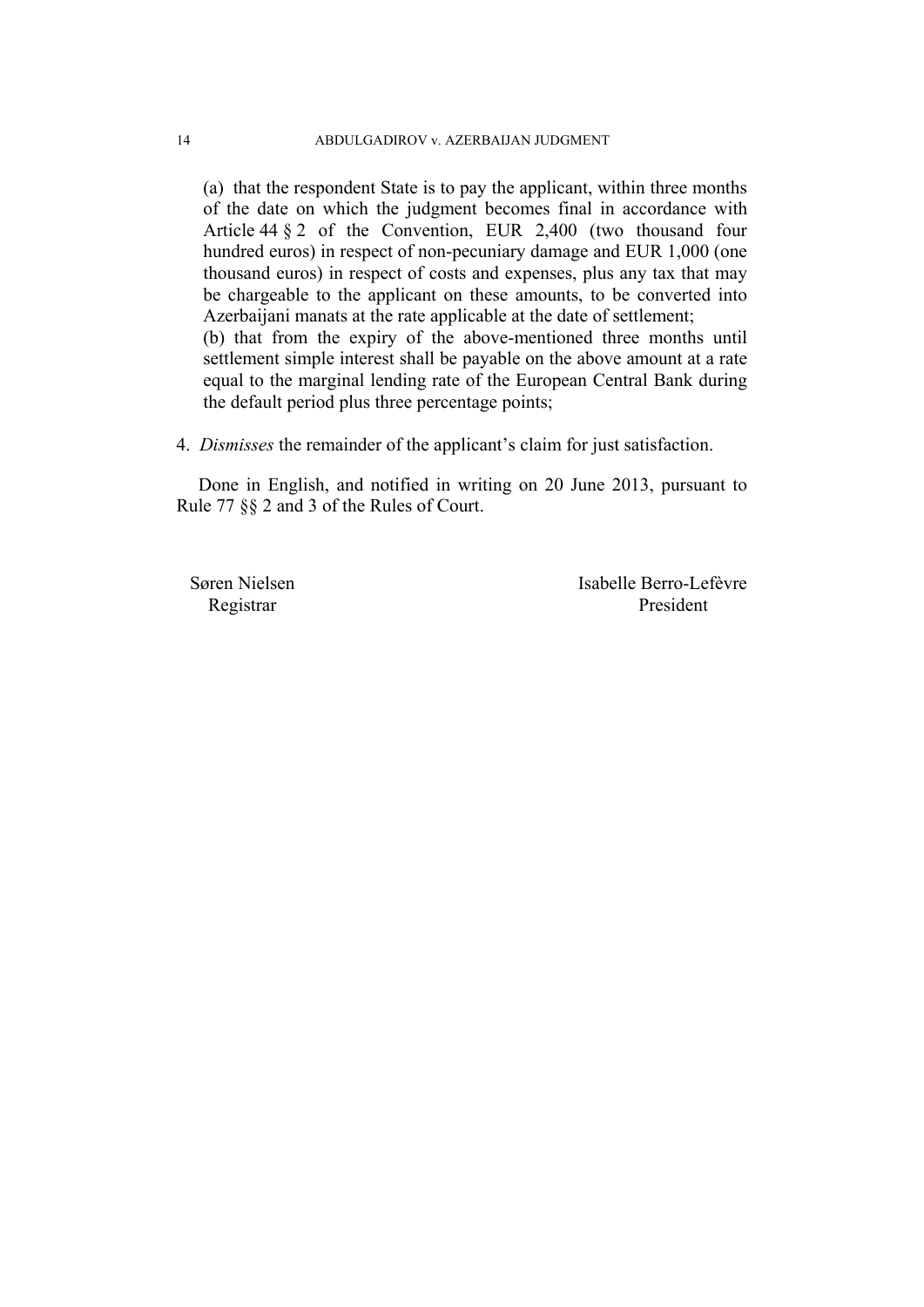(a) that the respondent State is to pay the applicant, within three months of the date on which the judgment becomes final in accordance with Article 44 § 2 of the Convention, EUR 2,400 (two thousand four hundred euros) in respect of non-pecuniary damage and EUR 1,000 (one thousand euros) in respect of costs and expenses, plus any tax that may be chargeable to the applicant on these amounts, to be converted into Azerbaijani manats at the rate applicable at the date of settlement;

(b) that from the expiry of the above-mentioned three months until settlement simple interest shall be payable on the above amount at a rate equal to the marginal lending rate of the European Central Bank during the default period plus three percentage points;

4. *Dismisses* the remainder of the applicant's claim for just satisfaction.

Done in English, and notified in writing on 20 June 2013, pursuant to Rule 77 §§ 2 and 3 of the Rules of Court.

Søren Nielsen
Registrar

Isabelle Berro-Lefèvre
President